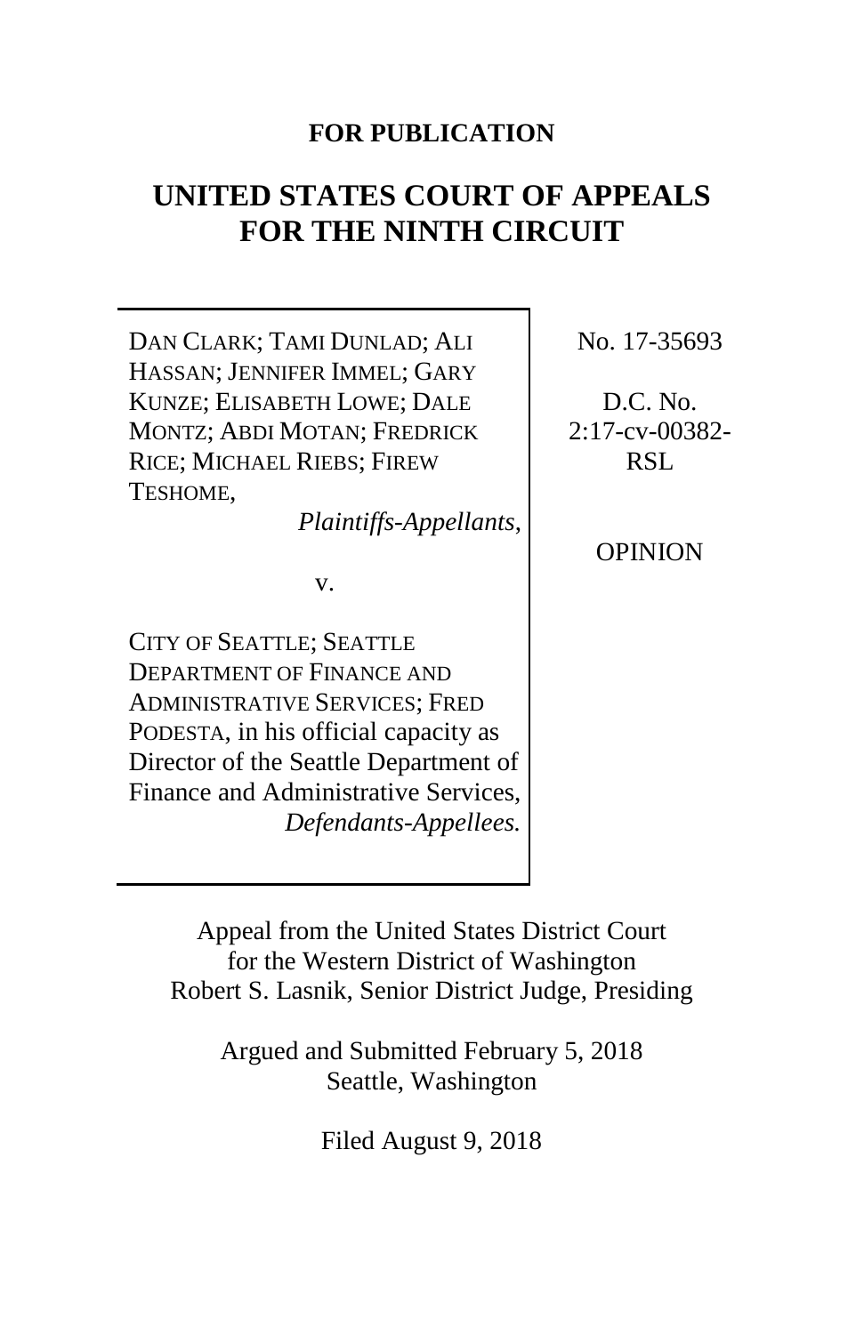**FOR PUBLICATION**

# UNITED STATES COURT OF APPEALS FOR THE NINTH CIRCUIT

DAN CLARK; TAMI DUNLAD; ALI HASSAN; JENNIFER IMMEL; GARY KUNZE; ELISABETH LOWE; DALE MONTZ; ABDI MOTAN; FREDRICK RICE; MICHAEL RIEBS; FIREW TESHOME,
*Plaintiffs-Appellants*,

v.

CITY OF SEATTLE; SEATTLE DEPARTMENT OF FINANCE AND ADMINISTRATIVE SERVICES; FRED PODESTA, in his official capacity as Director of the Seattle Department of Finance and Administrative Services,
*Defendants-Appellees.*

No. 17-35693

D.C. No. 2:17-cv-00382-RSL

OPINION

Appeal from the United States District Court for the Western District of Washington
Robert S. Lasnik, Senior District Judge, Presiding

Argued and Submitted February 5, 2018
Seattle, Washington

Filed August 9, 2018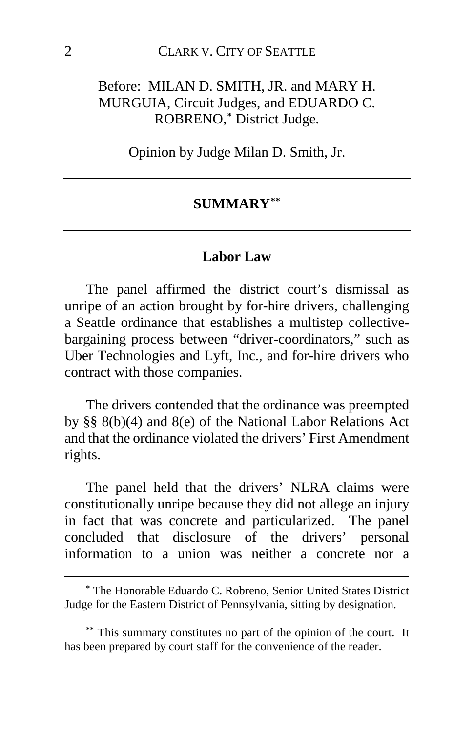Before: MILAN D. SMITH, JR. and MARY H. MURGUIA, Circuit Judges, and EDUARDO C. ROBRENO,[*] District Judge.

Opinion by Judge Milan D. Smith, Jr.

---

## SUMMARY[**]

---

### Labor Law

The panel affirmed the district court's dismissal as unripe of an action brought by for-hire drivers, challenging a Seattle ordinance that establishes a multistep collective-bargaining process between "driver-coordinators," such as Uber Technologies and Lyft, Inc., and for-hire drivers who contract with those companies.

The drivers contended that the ordinance was preempted by §§ 8(b)(4) and 8(e) of the National Labor Relations Act and that the ordinance violated the drivers' First Amendment rights.

The panel held that the drivers' NLRA claims were constitutionally unripe because they did not allege an injury in fact that was concrete and particularized. The panel concluded that disclosure of the drivers' personal information to a union was neither a concrete nor a

---

[*] The Honorable Eduardo C. Robreno, Senior United States District Judge for the Eastern District of Pennsylvania, sitting by designation.

[**] This summary constitutes no part of the opinion of the court. It has been prepared by court staff for the convenience of the reader.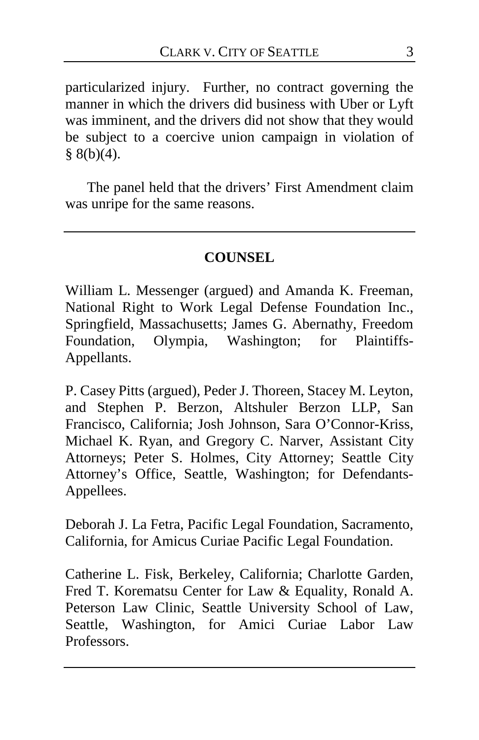particularized injury. Further, no contract governing the manner in which the drivers did business with Uber or Lyft was imminent, and the drivers did not show that they would be subject to a coercive union campaign in violation of § 8(b)(4).

The panel held that the drivers' First Amendment claim was unripe for the same reasons.

---

## COUNSEL

William L. Messenger (argued) and Amanda K. Freeman, National Right to Work Legal Defense Foundation Inc., Springfield, Massachusetts; James G. Abernathy, Freedom Foundation, Olympia, Washington; for Plaintiffs-Appellants.

P. Casey Pitts (argued), Peder J. Thoreen, Stacey M. Leyton, and Stephen P. Berzon, Altshuler Berzon LLP, San Francisco, California; Josh Johnson, Sara O'Connor-Kriss, Michael K. Ryan, and Gregory C. Narver, Assistant City Attorneys; Peter S. Holmes, City Attorney; Seattle City Attorney's Office, Seattle, Washington; for Defendants-Appellees.

Deborah J. La Fetra, Pacific Legal Foundation, Sacramento, California, for Amicus Curiae Pacific Legal Foundation.

Catherine L. Fisk, Berkeley, California; Charlotte Garden, Fred T. Korematsu Center for Law & Equality, Ronald A. Peterson Law Clinic, Seattle University School of Law, Seattle, Washington, for Amici Curiae Labor Law Professors.

---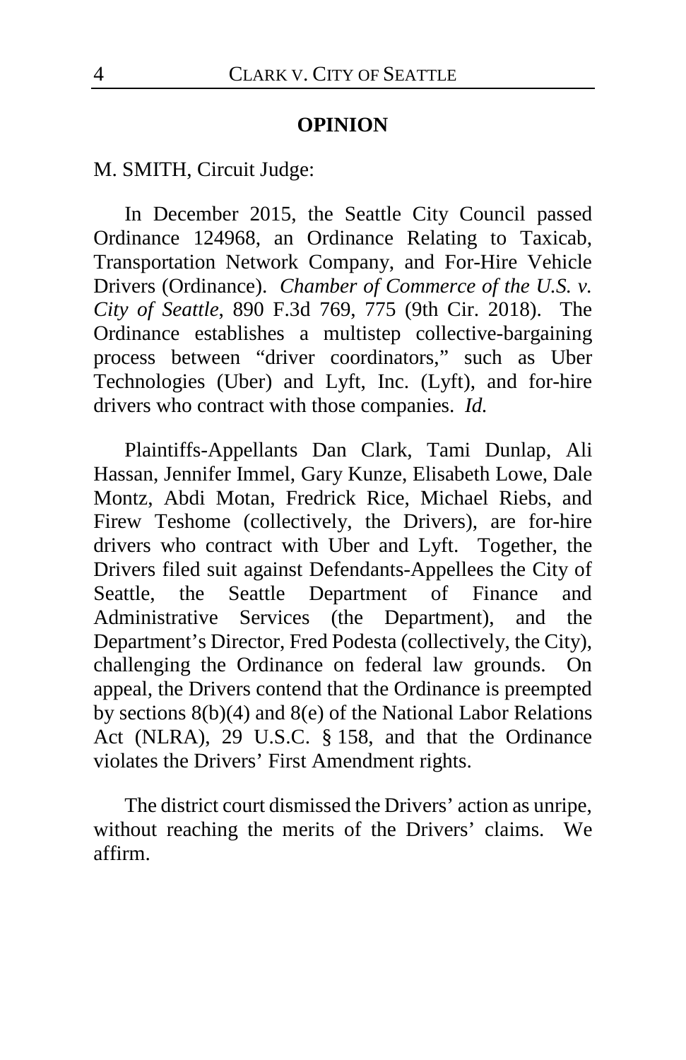## OPINION

M. SMITH, Circuit Judge:

In December 2015, the Seattle City Council passed Ordinance 124968, an Ordinance Relating to Taxicab, Transportation Network Company, and For-Hire Vehicle Drivers (Ordinance). *Chamber of Commerce of the U.S. v. City of Seattle*, 890 F.3d 769, 775 (9th Cir. 2018). The Ordinance establishes a multistep collective-bargaining process between "driver coordinators," such as Uber Technologies (Uber) and Lyft, Inc. (Lyft), and for-hire drivers who contract with those companies. *Id.*

Plaintiffs-Appellants Dan Clark, Tami Dunlap, Ali Hassan, Jennifer Immel, Gary Kunze, Elisabeth Lowe, Dale Montz, Abdi Motan, Fredrick Rice, Michael Riebs, and Firew Teshome (collectively, the Drivers), are for-hire drivers who contract with Uber and Lyft. Together, the Drivers filed suit against Defendants-Appellees the City of Seattle, the Seattle Department of Finance and Administrative Services (the Department), and the Department's Director, Fred Podesta (collectively, the City), challenging the Ordinance on federal law grounds. On appeal, the Drivers contend that the Ordinance is preempted by sections 8(b)(4) and 8(e) of the National Labor Relations Act (NLRA), 29 U.S.C. § 158, and that the Ordinance violates the Drivers' First Amendment rights.

The district court dismissed the Drivers' action as unripe, without reaching the merits of the Drivers' claims. We affirm.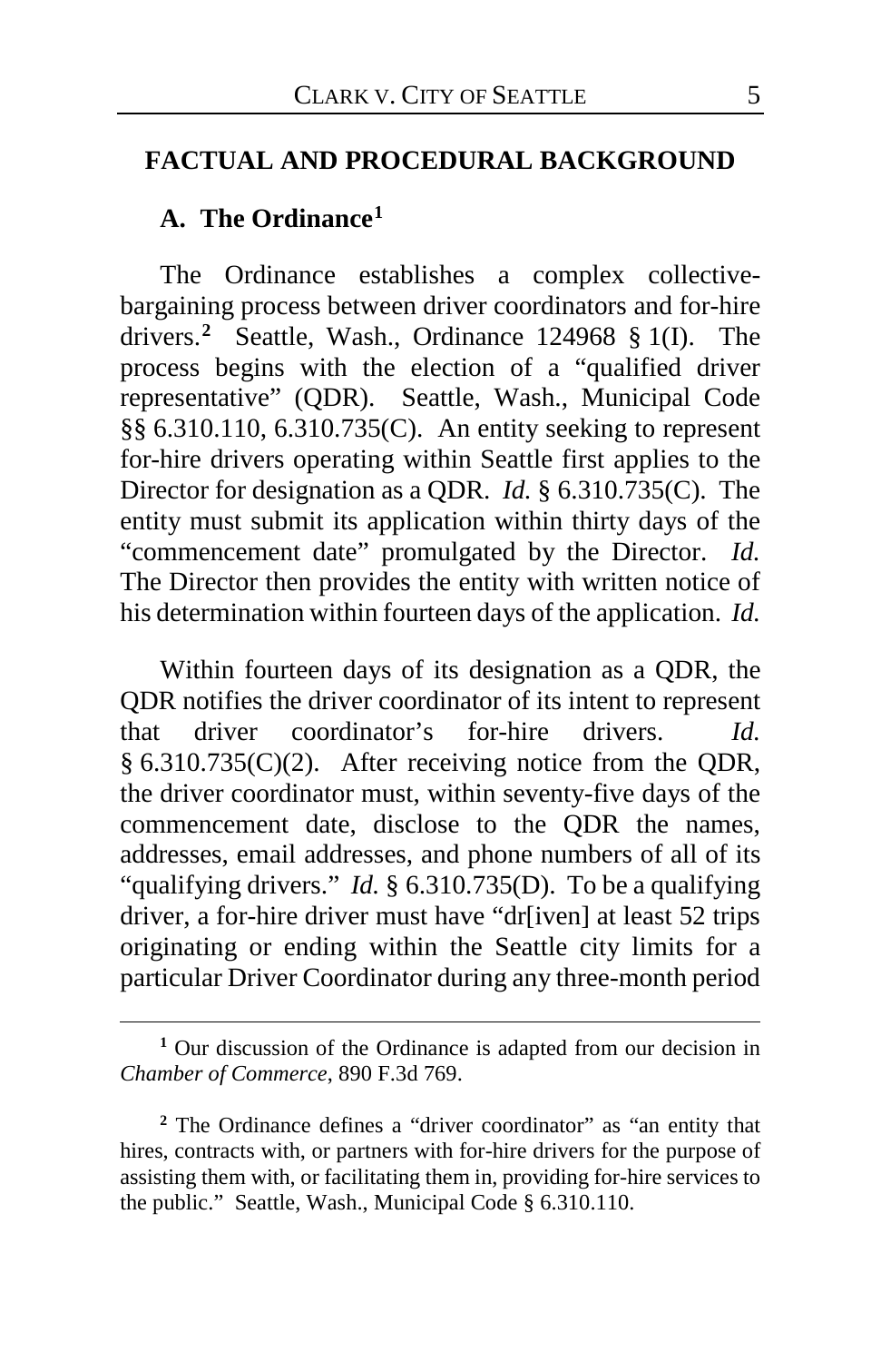## FACTUAL AND PROCEDURAL BACKGROUND

### A. The Ordinance[1]

The Ordinance establishes a complex collective-bargaining process between driver coordinators and for-hire drivers.[2] Seattle, Wash., Ordinance 124968 § 1(I). The process begins with the election of a "qualified driver representative" (QDR). Seattle, Wash., Municipal Code §§ 6.310.110, 6.310.735(C). An entity seeking to represent for-hire drivers operating within Seattle first applies to the Director for designation as a QDR. *Id.* § 6.310.735(C). The entity must submit its application within thirty days of the "commencement date" promulgated by the Director. *Id.* The Director then provides the entity with written notice of his determination within fourteen days of the application. *Id.*

Within fourteen days of its designation as a QDR, the QDR notifies the driver coordinator of its intent to represent that driver coordinator's for-hire drivers. *Id.* § 6.310.735(C)(2). After receiving notice from the QDR, the driver coordinator must, within seventy-five days of the commencement date, disclose to the QDR the names, addresses, email addresses, and phone numbers of all of its "qualifying drivers." *Id.* § 6.310.735(D). To be a qualifying driver, a for-hire driver must have "dr[iven] at least 52 trips originating or ending within the Seattle city limits for a particular Driver Coordinator during any three-month period

---

[1] Our discussion of the Ordinance is adapted from our decision in *Chamber of Commerce*, 890 F.3d 769.

[2] The Ordinance defines a "driver coordinator" as "an entity that hires, contracts with, or partners with for-hire drivers for the purpose of assisting them with, or facilitating them in, providing for-hire services to the public." Seattle, Wash., Municipal Code § 6.310.110.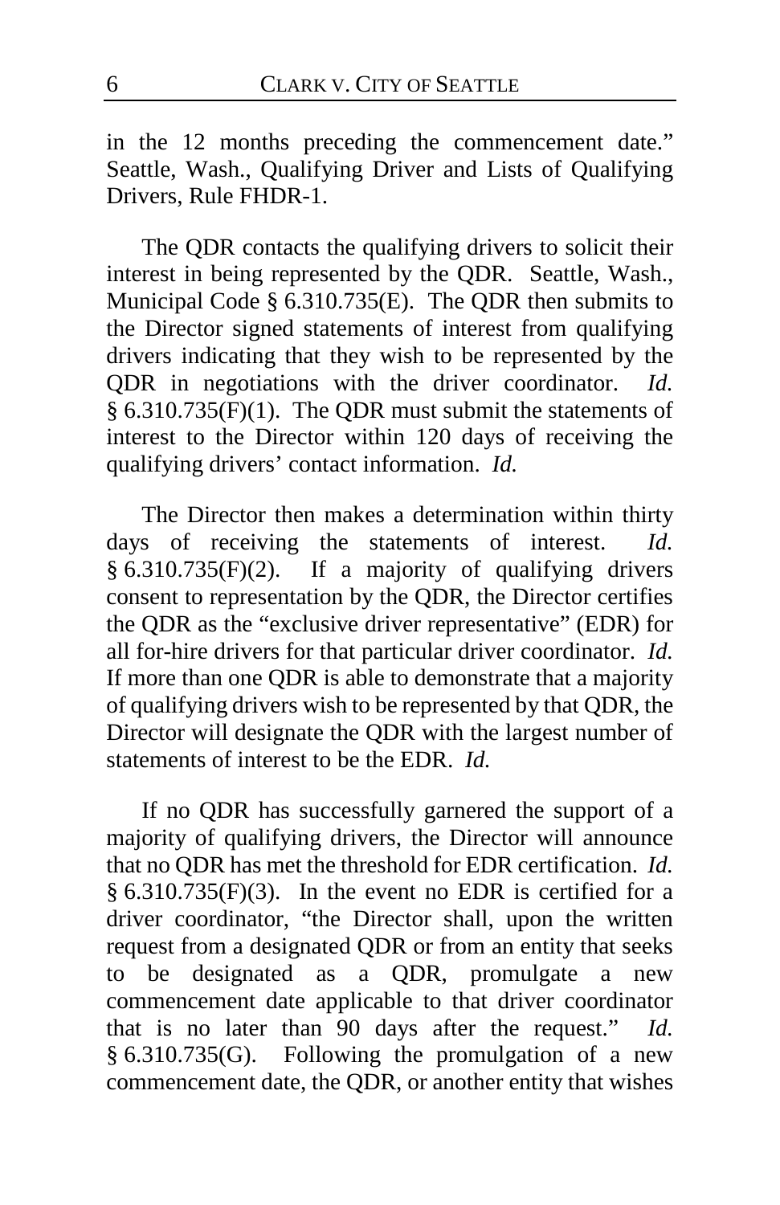in the 12 months preceding the commencement date." Seattle, Wash., Qualifying Driver and Lists of Qualifying Drivers, Rule FHDR-1.

The QDR contacts the qualifying drivers to solicit their interest in being represented by the QDR. Seattle, Wash., Municipal Code § 6.310.735(E). The QDR then submits to the Director signed statements of interest from qualifying drivers indicating that they wish to be represented by the QDR in negotiations with the driver coordinator. *Id.* § 6.310.735(F)(1). The QDR must submit the statements of interest to the Director within 120 days of receiving the qualifying drivers' contact information. *Id.*

The Director then makes a determination within thirty days of receiving the statements of interest. *Id.* § 6.310.735(F)(2). If a majority of qualifying drivers consent to representation by the QDR, the Director certifies the QDR as the "exclusive driver representative" (EDR) for all for-hire drivers for that particular driver coordinator. *Id.* If more than one QDR is able to demonstrate that a majority of qualifying drivers wish to be represented by that QDR, the Director will designate the QDR with the largest number of statements of interest to be the EDR. *Id.*

If no QDR has successfully garnered the support of a majority of qualifying drivers, the Director will announce that no QDR has met the threshold for EDR certification. *Id.* § 6.310.735(F)(3). In the event no EDR is certified for a driver coordinator, "the Director shall, upon the written request from a designated QDR or from an entity that seeks to be designated as a QDR, promulgate a new commencement date applicable to that driver coordinator that is no later than 90 days after the request." *Id.* § 6.310.735(G). Following the promulgation of a new commencement date, the QDR, or another entity that wishes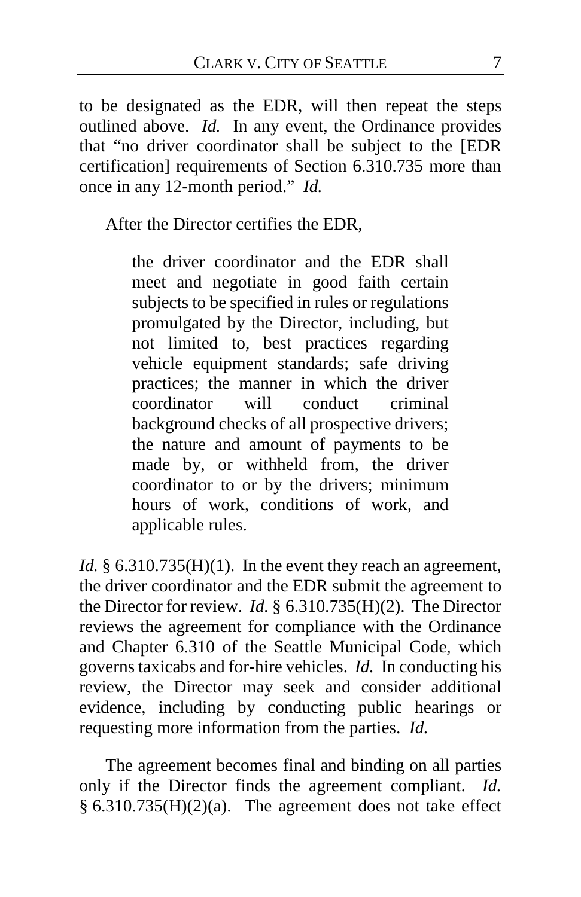to be designated as the EDR, will then repeat the steps outlined above. *Id.* In any event, the Ordinance provides that "no driver coordinator shall be subject to the [EDR certification] requirements of Section 6.310.735 more than once in any 12-month period." *Id.*

After the Director certifies the EDR,

> the driver coordinator and the EDR shall meet and negotiate in good faith certain subjects to be specified in rules or regulations promulgated by the Director, including, but not limited to, best practices regarding vehicle equipment standards; safe driving practices; the manner in which the driver coordinator will conduct criminal background checks of all prospective drivers; the nature and amount of payments to be made by, or withheld from, the driver coordinator to or by the drivers; minimum hours of work, conditions of work, and applicable rules.

*Id.* § 6.310.735(H)(1). In the event they reach an agreement, the driver coordinator and the EDR submit the agreement to the Director for review. *Id.* § 6.310.735(H)(2). The Director reviews the agreement for compliance with the Ordinance and Chapter 6.310 of the Seattle Municipal Code, which governs taxicabs and for-hire vehicles. *Id.* In conducting his review, the Director may seek and consider additional evidence, including by conducting public hearings or requesting more information from the parties. *Id.*

The agreement becomes final and binding on all parties only if the Director finds the agreement compliant. *Id.* § 6.310.735(H)(2)(a). The agreement does not take effect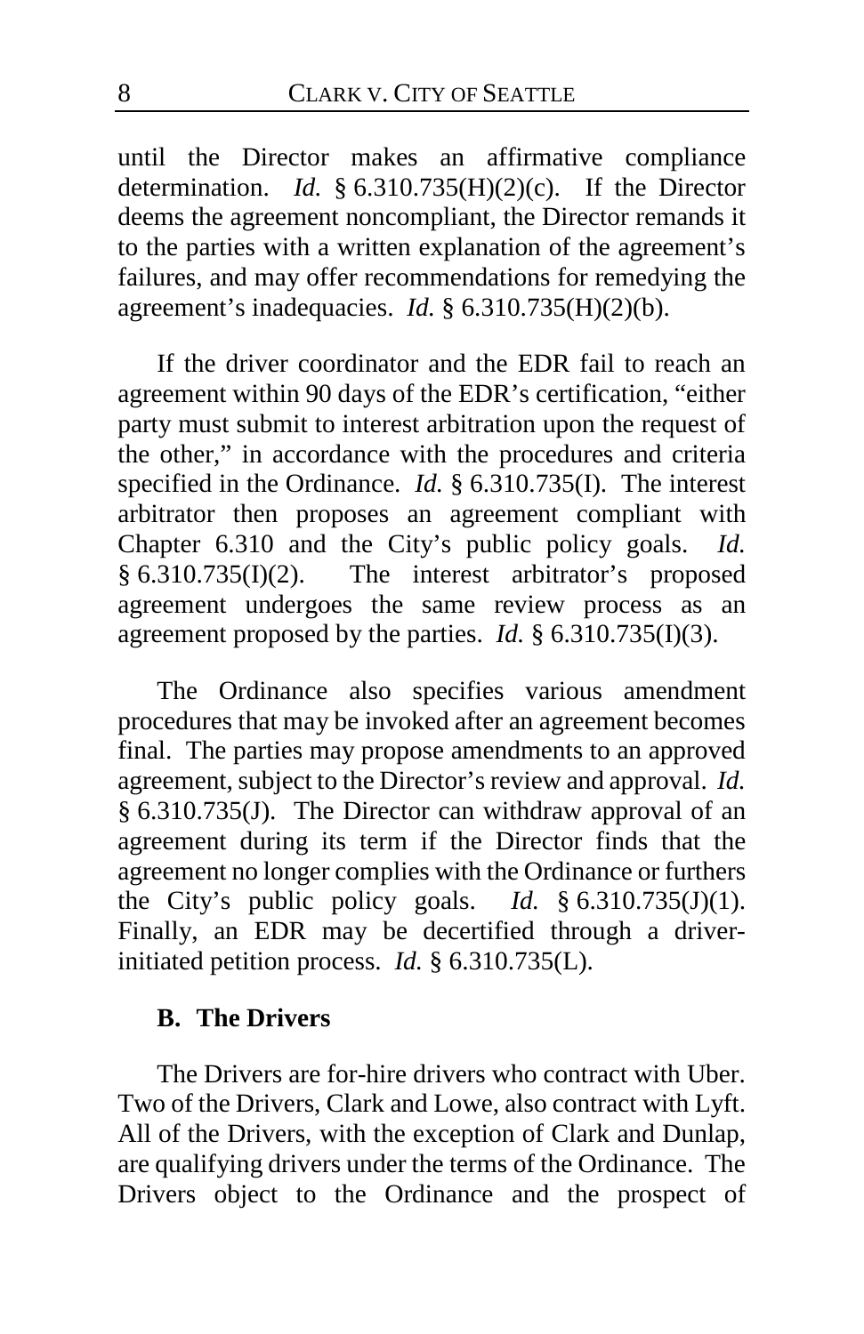until the Director makes an affirmative compliance determination. *Id.* § 6.310.735(H)(2)(c). If the Director deems the agreement noncompliant, the Director remands it to the parties with a written explanation of the agreement's failures, and may offer recommendations for remedying the agreement's inadequacies. *Id.* § 6.310.735(H)(2)(b).

If the driver coordinator and the EDR fail to reach an agreement within 90 days of the EDR's certification, "either party must submit to interest arbitration upon the request of the other," in accordance with the procedures and criteria specified in the Ordinance. *Id.* § 6.310.735(I). The interest arbitrator then proposes an agreement compliant with Chapter 6.310 and the City's public policy goals. *Id.* § 6.310.735(I)(2). The interest arbitrator's proposed agreement undergoes the same review process as an agreement proposed by the parties. *Id.* § 6.310.735(I)(3).

The Ordinance also specifies various amendment procedures that may be invoked after an agreement becomes final. The parties may propose amendments to an approved agreement, subject to the Director's review and approval. *Id.* § 6.310.735(J). The Director can withdraw approval of an agreement during its term if the Director finds that the agreement no longer complies with the Ordinance or furthers the City's public policy goals. *Id.* § 6.310.735(J)(1). Finally, an EDR may be decertified through a driver-initiated petition process. *Id.* § 6.310.735(L).

### B. The Drivers

The Drivers are for-hire drivers who contract with Uber. Two of the Drivers, Clark and Lowe, also contract with Lyft. All of the Drivers, with the exception of Clark and Dunlap, are qualifying drivers under the terms of the Ordinance. The Drivers object to the Ordinance and the prospect of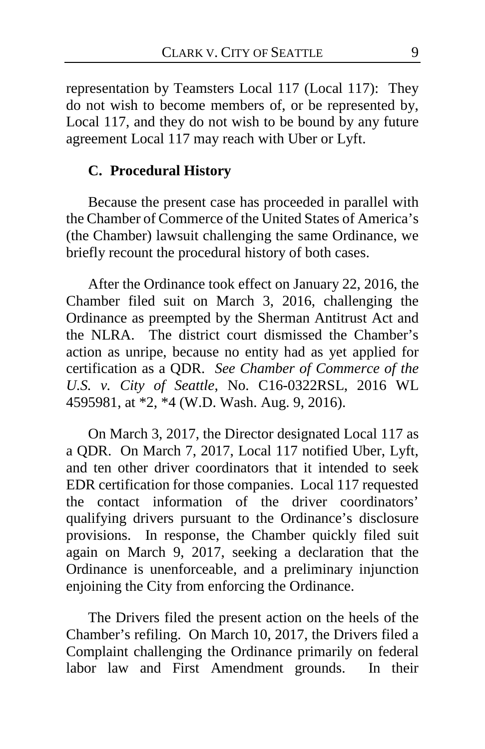representation by Teamsters Local 117 (Local 117): They do not wish to become members of, or be represented by, Local 117, and they do not wish to be bound by any future agreement Local 117 may reach with Uber or Lyft.

### C. Procedural History

Because the present case has proceeded in parallel with the Chamber of Commerce of the United States of America's (the Chamber) lawsuit challenging the same Ordinance, we briefly recount the procedural history of both cases.

After the Ordinance took effect on January 22, 2016, the Chamber filed suit on March 3, 2016, challenging the Ordinance as preempted by the Sherman Antitrust Act and the NLRA. The district court dismissed the Chamber's action as unripe, because no entity had as yet applied for certification as a QDR. *See Chamber of Commerce of the U.S. v. City of Seattle*, No. C16-0322RSL, 2016 WL 4595981, at *2, *4 (W.D. Wash. Aug. 9, 2016).

On March 3, 2017, the Director designated Local 117 as a QDR. On March 7, 2017, Local 117 notified Uber, Lyft, and ten other driver coordinators that it intended to seek EDR certification for those companies. Local 117 requested the contact information of the driver coordinators' qualifying drivers pursuant to the Ordinance's disclosure provisions. In response, the Chamber quickly filed suit again on March 9, 2017, seeking a declaration that the Ordinance is unenforceable, and a preliminary injunction enjoining the City from enforcing the Ordinance.

The Drivers filed the present action on the heels of the Chamber's refiling. On March 10, 2017, the Drivers filed a Complaint challenging the Ordinance primarily on federal labor law and First Amendment grounds. In their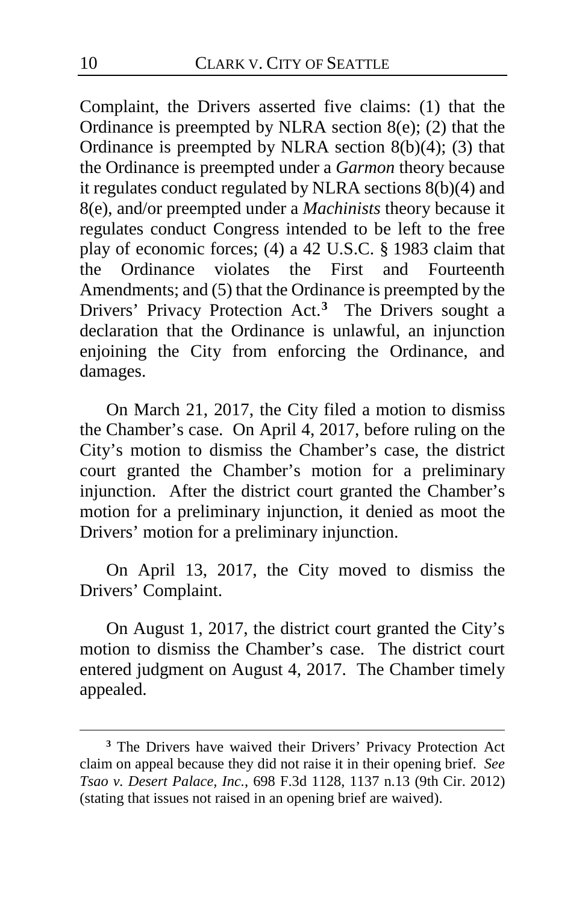Complaint, the Drivers asserted five claims: (1) that the Ordinance is preempted by NLRA section 8(e); (2) that the Ordinance is preempted by NLRA section 8(b)(4); (3) that the Ordinance is preempted under a *Garmon* theory because it regulates conduct regulated by NLRA sections 8(b)(4) and 8(e), and/or preempted under a *Machinists* theory because it regulates conduct Congress intended to be left to the free play of economic forces; (4) a 42 U.S.C. § 1983 claim that the Ordinance violates the First and Fourteenth Amendments; and (5) that the Ordinance is preempted by the Drivers' Privacy Protection Act.[3] The Drivers sought a declaration that the Ordinance is unlawful, an injunction enjoining the City from enforcing the Ordinance, and damages.

On March 21, 2017, the City filed a motion to dismiss the Chamber's case. On April 4, 2017, before ruling on the City's motion to dismiss the Chamber's case, the district court granted the Chamber's motion for a preliminary injunction. After the district court granted the Chamber's motion for a preliminary injunction, it denied as moot the Drivers' motion for a preliminary injunction.

On April 13, 2017, the City moved to dismiss the Drivers' Complaint.

On August 1, 2017, the district court granted the City's motion to dismiss the Chamber's case. The district court entered judgment on August 4, 2017. The Chamber timely appealed.

[3] The Drivers have waived their Drivers' Privacy Protection Act claim on appeal because they did not raise it in their opening brief. *See Tsao v. Desert Palace, Inc.*, 698 F.3d 1128, 1137 n.13 (9th Cir. 2012) (stating that issues not raised in an opening brief are waived).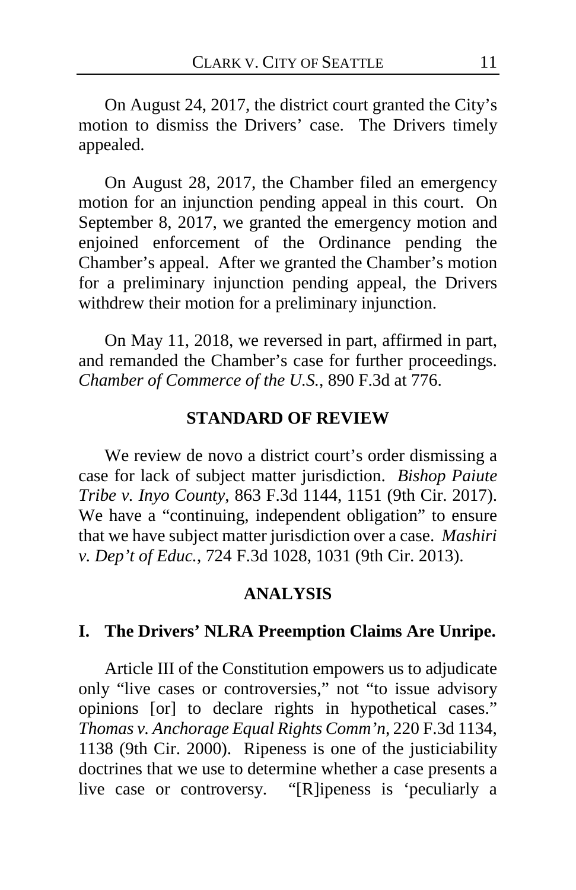On August 24, 2017, the district court granted the City's motion to dismiss the Drivers' case. The Drivers timely appealed.

On August 28, 2017, the Chamber filed an emergency motion for an injunction pending appeal in this court. On September 8, 2017, we granted the emergency motion and enjoined enforcement of the Ordinance pending the Chamber's appeal. After we granted the Chamber's motion for a preliminary injunction pending appeal, the Drivers withdrew their motion for a preliminary injunction.

On May 11, 2018, we reversed in part, affirmed in part, and remanded the Chamber's case for further proceedings. *Chamber of Commerce of the U.S.*, 890 F.3d at 776.

## STANDARD OF REVIEW

We review de novo a district court's order dismissing a case for lack of subject matter jurisdiction. *Bishop Paiute Tribe v. Inyo County*, 863 F.3d 1144, 1151 (9th Cir. 2017). We have a "continuing, independent obligation" to ensure that we have subject matter jurisdiction over a case. *Mashiri v. Dep't of Educ.*, 724 F.3d 1028, 1031 (9th Cir. 2013).

## ANALYSIS

### I. The Drivers' NLRA Preemption Claims Are Unripe.

Article III of the Constitution empowers us to adjudicate only "live cases or controversies," not "to issue advisory opinions [or] to declare rights in hypothetical cases." *Thomas v. Anchorage Equal Rights Comm'n*, 220 F.3d 1134, 1138 (9th Cir. 2000). Ripeness is one of the justiciability doctrines that we use to determine whether a case presents a live case or controversy. "[R]ipeness is 'peculiarly a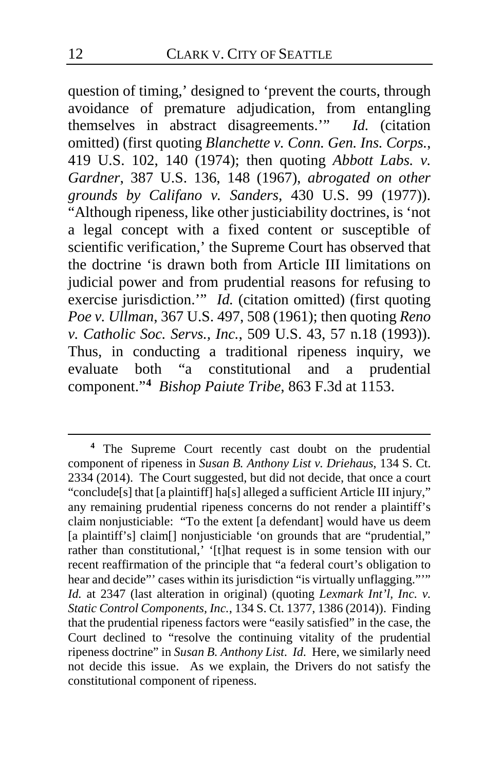question of timing,' designed to 'prevent the courts, through avoidance of premature adjudication, from entangling themselves in abstract disagreements.'" *Id.* (citation omitted) (first quoting *Blanchette v. Conn. Gen. Ins. Corps.*, 419 U.S. 102, 140 (1974); then quoting *Abbott Labs. v. Gardner*, 387 U.S. 136, 148 (1967), *abrogated on other grounds by Califano v. Sanders*, 430 U.S. 99 (1977)). "Although ripeness, like other justiciability doctrines, is 'not a legal concept with a fixed content or susceptible of scientific verification,' the Supreme Court has observed that the doctrine 'is drawn both from Article III limitations on judicial power and from prudential reasons for refusing to exercise jurisdiction.'" *Id.* (citation omitted) (first quoting *Poe v. Ullman*, 367 U.S. 497, 508 (1961); then quoting *Reno v. Catholic Soc. Servs., Inc.*, 509 U.S. 43, 57 n.18 (1993)). Thus, in conducting a traditional ripeness inquiry, we evaluate both "a constitutional and a prudential component."[4] *Bishop Paiute Tribe*, 863 F.3d at 1153.

---

[4] The Supreme Court recently cast doubt on the prudential component of ripeness in *Susan B. Anthony List v. Driehaus*, 134 S. Ct. 2334 (2014). The Court suggested, but did not decide, that once a court "conclude[s] that [a plaintiff] ha[s] alleged a sufficient Article III injury," any remaining prudential ripeness concerns do not render a plaintiff's claim nonjusticiable: "To the extent [a defendant] would have us deem [a plaintiff's] claim[] nonjusticiable 'on grounds that are "prudential," rather than constitutional,' '[t]hat request is in some tension with our recent reaffirmation of the principle that "a federal court's obligation to hear and decide"' cases within its jurisdiction "is virtually unflagging."'" *Id.* at 2347 (last alteration in original) (quoting *Lexmark Int'l, Inc. v. Static Control Components, Inc.*, 134 S. Ct. 1377, 1386 (2014)). Finding that the prudential ripeness factors were "easily satisfied" in the case, the Court declined to "resolve the continuing vitality of the prudential ripeness doctrine" in *Susan B. Anthony List*. *Id.* Here, we similarly need not decide this issue. As we explain, the Drivers do not satisfy the constitutional component of ripeness.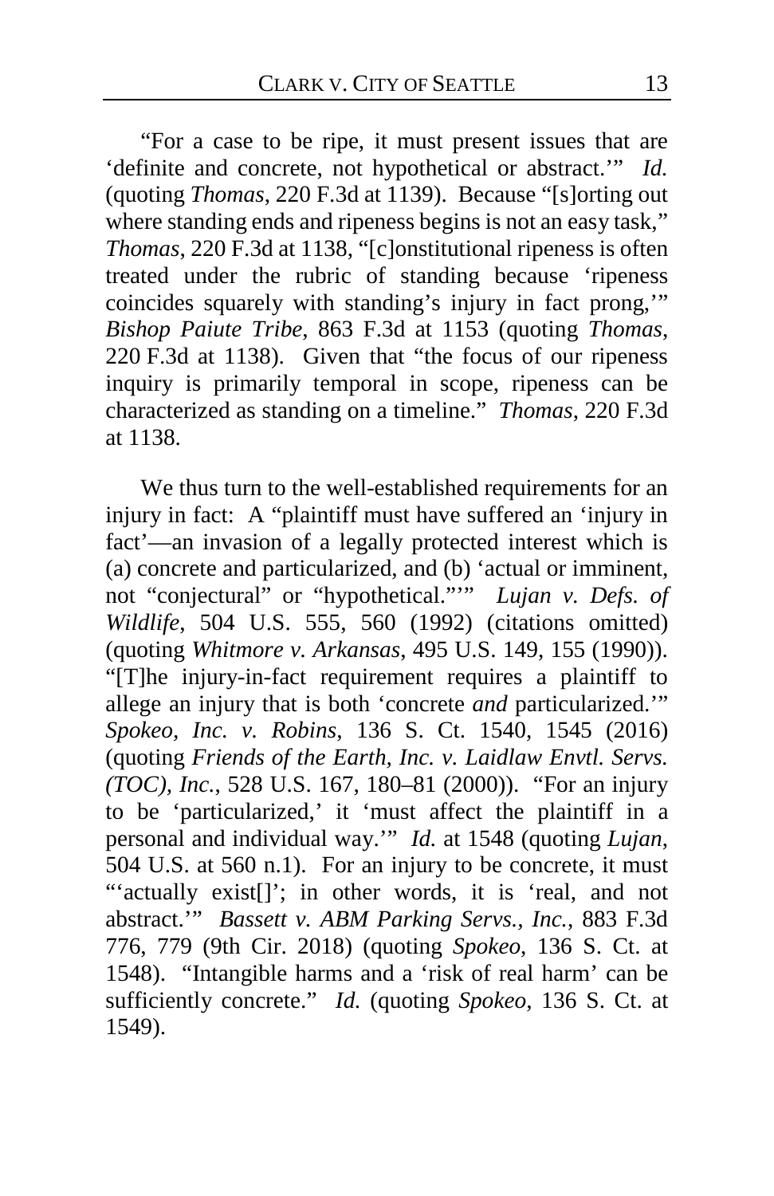"For a case to be ripe, it must present issues that are 'definite and concrete, not hypothetical or abstract.'" *Id.* (quoting *Thomas*, 220 F.3d at 1139). Because "[s]orting out where standing ends and ripeness begins is not an easy task," *Thomas*, 220 F.3d at 1138, "[c]onstitutional ripeness is often treated under the rubric of standing because 'ripeness coincides squarely with standing's injury in fact prong,'" *Bishop Paiute Tribe*, 863 F.3d at 1153 (quoting *Thomas*, 220 F.3d at 1138). Given that "the focus of our ripeness inquiry is primarily temporal in scope, ripeness can be characterized as standing on a timeline." *Thomas*, 220 F.3d at 1138.

We thus turn to the well-established requirements for an injury in fact: A "plaintiff must have suffered an 'injury in fact'—an invasion of a legally protected interest which is (a) concrete and particularized, and (b) 'actual or imminent, not "conjectural" or "hypothetical."'" *Lujan v. Defs. of Wildlife*, 504 U.S. 555, 560 (1992) (citations omitted) (quoting *Whitmore v. Arkansas*, 495 U.S. 149, 155 (1990)). "[T]he injury-in-fact requirement requires a plaintiff to allege an injury that is both 'concrete *and* particularized.'" *Spokeo, Inc. v. Robins*, 136 S. Ct. 1540, 1545 (2016) (quoting *Friends of the Earth, Inc. v. Laidlaw Envtl. Servs. (TOC), Inc.*, 528 U.S. 167, 180–81 (2000)). "For an injury to be 'particularized,' it 'must affect the plaintiff in a personal and individual way.'" *Id.* at 1548 (quoting *Lujan*, 504 U.S. at 560 n.1). For an injury to be concrete, it must "'actually exist[]'; in other words, it is 'real, and not abstract.'" *Bassett v. ABM Parking Servs., Inc.*, 883 F.3d 776, 779 (9th Cir. 2018) (quoting *Spokeo*, 136 S. Ct. at 1548). "Intangible harms and a 'risk of real harm' can be sufficiently concrete." *Id.* (quoting *Spokeo*, 136 S. Ct. at 1549).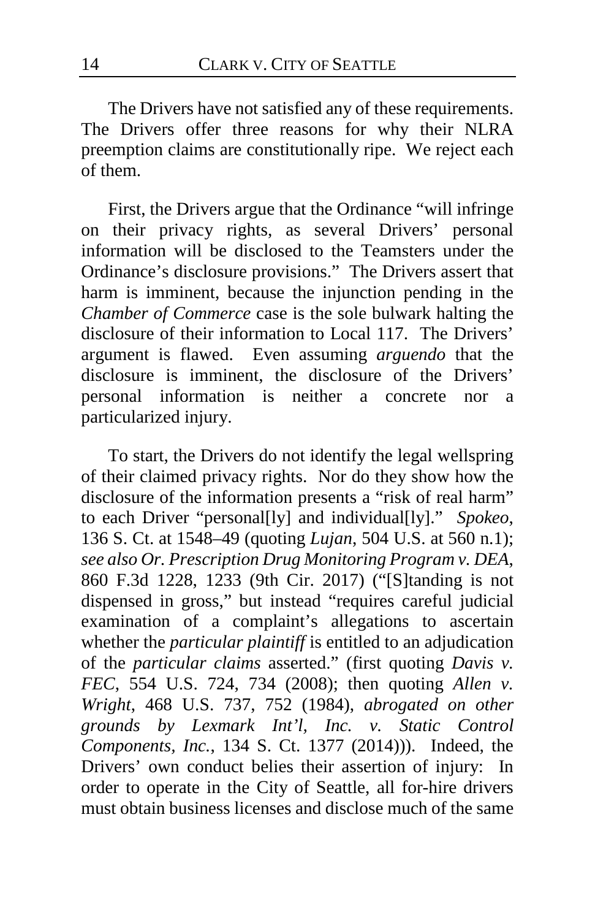The Drivers have not satisfied any of these requirements. The Drivers offer three reasons for why their NLRA preemption claims are constitutionally ripe. We reject each of them.

First, the Drivers argue that the Ordinance "will infringe on their privacy rights, as several Drivers' personal information will be disclosed to the Teamsters under the Ordinance's disclosure provisions." The Drivers assert that harm is imminent, because the injunction pending in the *Chamber of Commerce* case is the sole bulwark halting the disclosure of their information to Local 117. The Drivers' argument is flawed. Even assuming *arguendo* that the disclosure is imminent, the disclosure of the Drivers' personal information is neither a concrete nor a particularized injury.

To start, the Drivers do not identify the legal wellspring of their claimed privacy rights. Nor do they show how the disclosure of the information presents a "risk of real harm" to each Driver "personal[ly] and individual[ly]." *Spokeo*, 136 S. Ct. at 1548–49 (quoting *Lujan*, 504 U.S. at 560 n.1); *see also Or. Prescription Drug Monitoring Program v. DEA*, 860 F.3d 1228, 1233 (9th Cir. 2017) ("[S]tanding is not dispensed in gross," but instead "requires careful judicial examination of a complaint's allegations to ascertain whether the *particular plaintiff* is entitled to an adjudication of the *particular claims* asserted." (first quoting *Davis v. FEC*, 554 U.S. 724, 734 (2008); then quoting *Allen v. Wright*, 468 U.S. 737, 752 (1984), *abrogated on other grounds by Lexmark Int'l, Inc. v. Static Control Components, Inc.*, 134 S. Ct. 1377 (2014))). Indeed, the Drivers' own conduct belies their assertion of injury: In order to operate in the City of Seattle, all for-hire drivers must obtain business licenses and disclose much of the same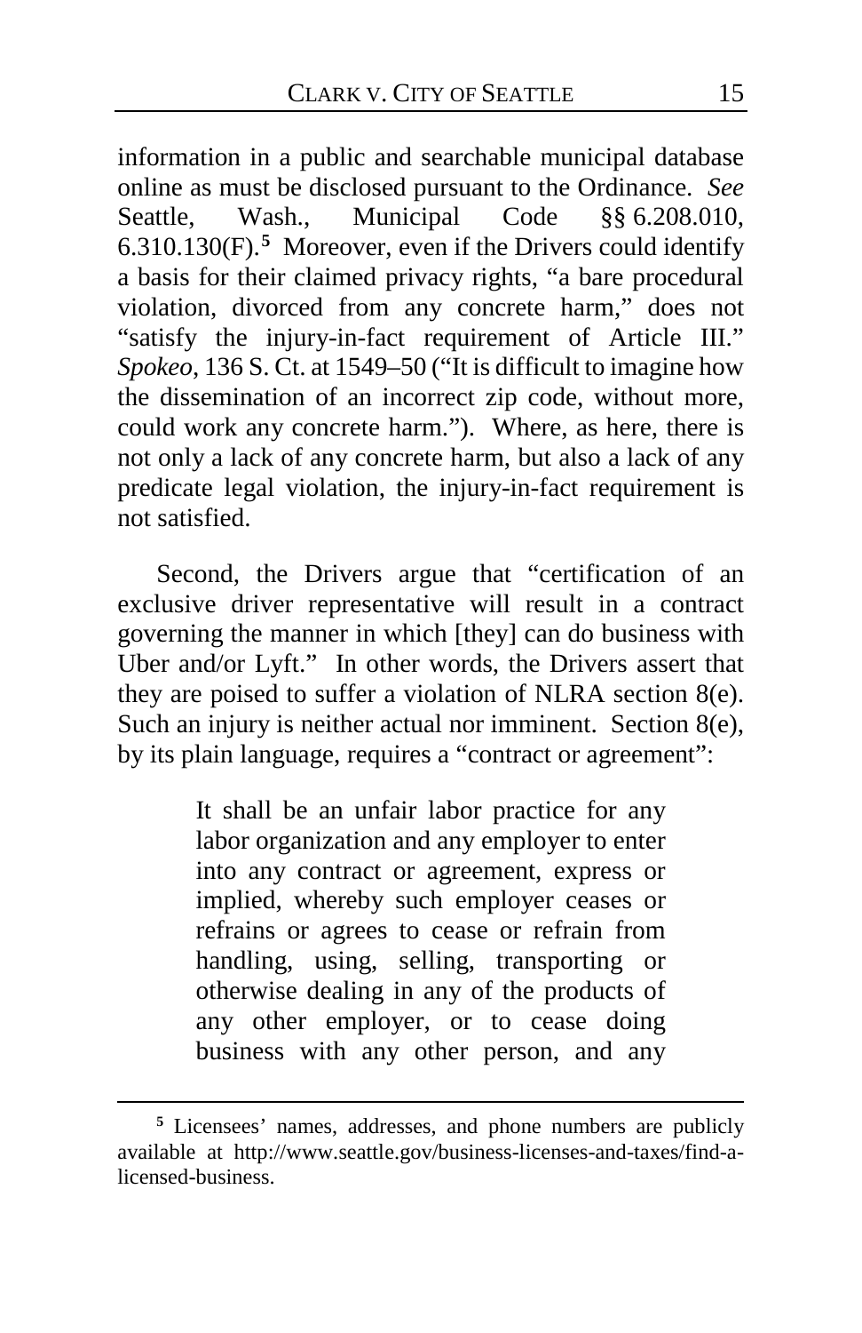information in a public and searchable municipal database online as must be disclosed pursuant to the Ordinance. *See* Seattle, Wash., Municipal Code §§ 6.208.010, 6.310.130(F).[5] Moreover, even if the Drivers could identify a basis for their claimed privacy rights, "a bare procedural violation, divorced from any concrete harm," does not "satisfy the injury-in-fact requirement of Article III." *Spokeo*, 136 S. Ct. at 1549–50 ("It is difficult to imagine how the dissemination of an incorrect zip code, without more, could work any concrete harm."). Where, as here, there is not only a lack of any concrete harm, but also a lack of any predicate legal violation, the injury-in-fact requirement is not satisfied.

Second, the Drivers argue that "certification of an exclusive driver representative will result in a contract governing the manner in which [they] can do business with Uber and/or Lyft." In other words, the Drivers assert that they are poised to suffer a violation of NLRA section 8(e). Such an injury is neither actual nor imminent. Section 8(e), by its plain language, requires a "contract or agreement":

> It shall be an unfair labor practice for any labor organization and any employer to enter into any contract or agreement, express or implied, whereby such employer ceases or refrains or agrees to cease or refrain from handling, using, selling, transporting or otherwise dealing in any of the products of any other employer, or to cease doing business with any other person, and any

---

[5] Licensees' names, addresses, and phone numbers are publicly available at http://www.seattle.gov/business-licenses-and-taxes/find-a-licensed-business.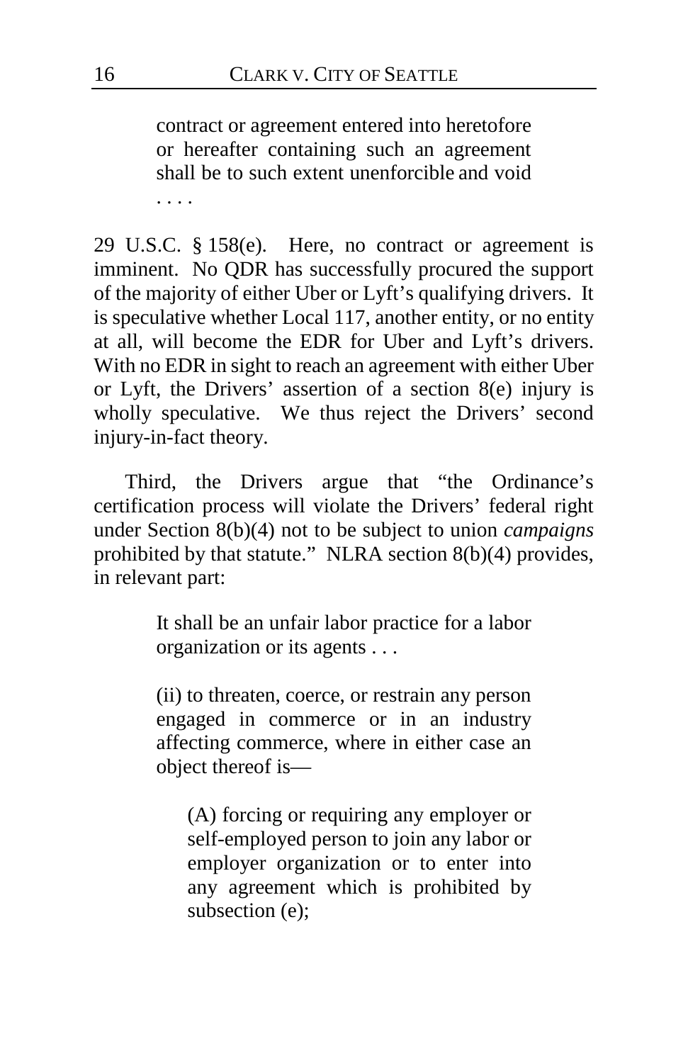> contract or agreement entered into heretofore or hereafter containing such an agreement shall be to such extent unenforcible and void . . . .

29 U.S.C. § 158(e). Here, no contract or agreement is imminent. No QDR has successfully procured the support of the majority of either Uber or Lyft's qualifying drivers. It is speculative whether Local 117, another entity, or no entity at all, will become the EDR for Uber and Lyft's drivers. With no EDR in sight to reach an agreement with either Uber or Lyft, the Drivers' assertion of a section 8(e) injury is wholly speculative. We thus reject the Drivers' second injury-in-fact theory.

Third, the Drivers argue that "the Ordinance's certification process will violate the Drivers' federal right under Section 8(b)(4) not to be subject to union *campaigns* prohibited by that statute." NLRA section 8(b)(4) provides, in relevant part:

> It shall be an unfair labor practice for a labor organization or its agents . . .
>
> (ii) to threaten, coerce, or restrain any person engaged in commerce or in an industry affecting commerce, where in either case an object thereof is—
>
>> (A) forcing or requiring any employer or self-employed person to join any labor or employer organization or to enter into any agreement which is prohibited by subsection (e);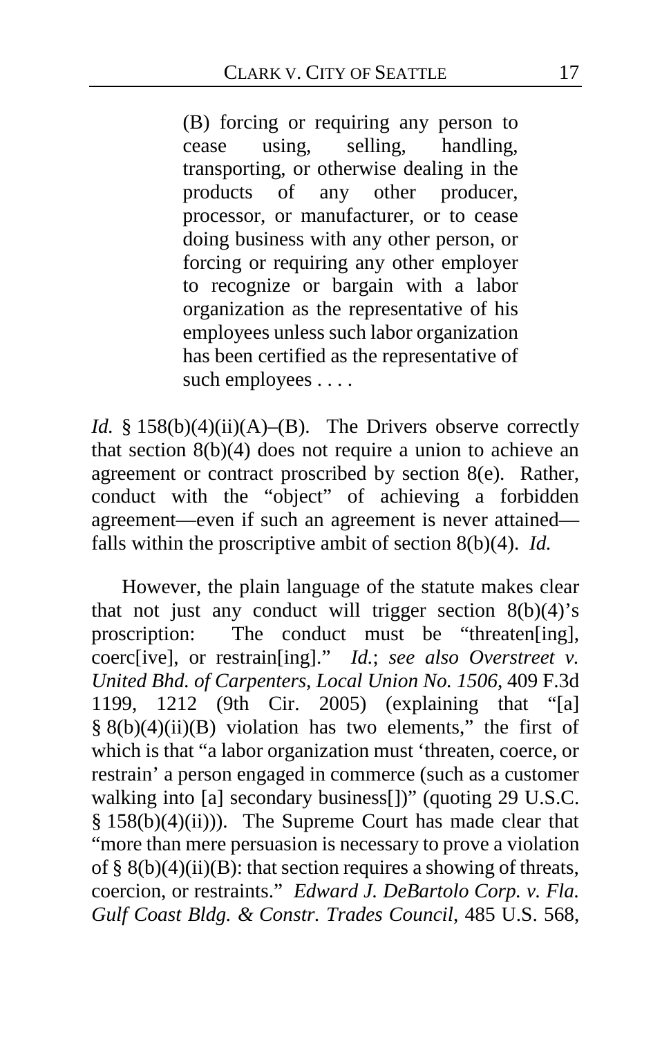> (B) forcing or requiring any person to cease using, selling, handling, transporting, or otherwise dealing in the products of any other producer, processor, or manufacturer, or to cease doing business with any other person, or forcing or requiring any other employer to recognize or bargain with a labor organization as the representative of his employees unless such labor organization has been certified as the representative of such employees . . . .

*Id.* § 158(b)(4)(ii)(A)–(B). The Drivers observe correctly that section 8(b)(4) does not require a union to achieve an agreement or contract proscribed by section 8(e). Rather, conduct with the "object" of achieving a forbidden agreement—even if such an agreement is never attained—falls within the proscriptive ambit of section 8(b)(4). *Id.*

However, the plain language of the statute makes clear that not just any conduct will trigger section 8(b)(4)'s proscription: The conduct must be "threaten[ing], coerc[ive], or restrain[ing]." *Id.*; *see also Overstreet v. United Bhd. of Carpenters, Local Union No. 1506*, 409 F.3d 1199, 1212 (9th Cir. 2005) (explaining that "[a] § 8(b)(4)(ii)(B) violation has two elements," the first of which is that "a labor organization must 'threaten, coerce, or restrain' a person engaged in commerce (such as a customer walking into [a] secondary business[])" (quoting 29 U.S.C. § 158(b)(4)(ii))). The Supreme Court has made clear that "more than mere persuasion is necessary to prove a violation of § 8(b)(4)(ii)(B): that section requires a showing of threats, coercion, or restraints." *Edward J. DeBartolo Corp. v. Fla. Gulf Coast Bldg. & Constr. Trades Council*, 485 U.S. 568,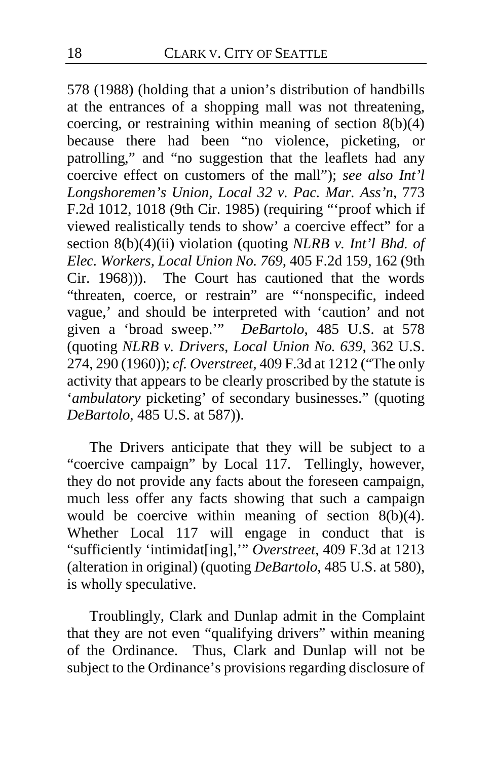578 (1988) (holding that a union's distribution of handbills at the entrances of a shopping mall was not threatening, coercing, or restraining within meaning of section 8(b)(4) because there had been "no violence, picketing, or patrolling," and "no suggestion that the leaflets had any coercive effect on customers of the mall"); *see also Int'l Longshoremen's Union, Local 32 v. Pac. Mar. Ass'n*, 773 F.2d 1012, 1018 (9th Cir. 1985) (requiring "'proof which if viewed realistically tends to show' a coercive effect" for a section 8(b)(4)(ii) violation (quoting *NLRB v. Int'l Bhd. of Elec. Workers, Local Union No. 769*, 405 F.2d 159, 162 (9th Cir. 1968))). The Court has cautioned that the words "threaten, coerce, or restrain" are "'nonspecific, indeed vague,' and should be interpreted with 'caution' and not given a 'broad sweep.'" *DeBartolo*, 485 U.S. at 578 (quoting *NLRB v. Drivers, Local Union No. 639*, 362 U.S. 274, 290 (1960)); *cf. Overstreet*, 409 F.3d at 1212 ("The only activity that appears to be clearly proscribed by the statute is '*ambulatory* picketing' of secondary businesses." (quoting *DeBartolo*, 485 U.S. at 587)).

The Drivers anticipate that they will be subject to a "coercive campaign" by Local 117. Tellingly, however, they do not provide any facts about the foreseen campaign, much less offer any facts showing that such a campaign would be coercive within meaning of section 8(b)(4). Whether Local 117 will engage in conduct that is "sufficiently 'intimidat[ing],'" *Overstreet*, 409 F.3d at 1213 (alteration in original) (quoting *DeBartolo*, 485 U.S. at 580), is wholly speculative.

Troublingly, Clark and Dunlap admit in the Complaint that they are not even "qualifying drivers" within meaning of the Ordinance. Thus, Clark and Dunlap will not be subject to the Ordinance's provisions regarding disclosure of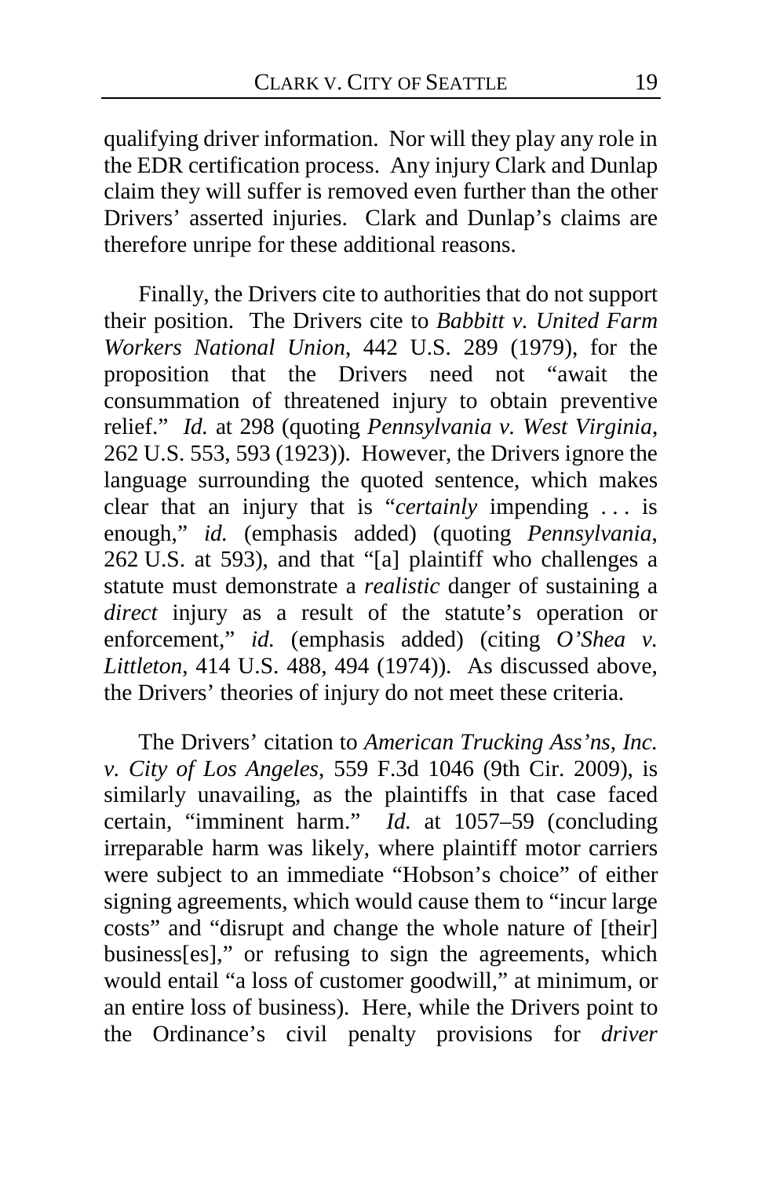qualifying driver information. Nor will they play any role in the EDR certification process. Any injury Clark and Dunlap claim they will suffer is removed even further than the other Drivers' asserted injuries. Clark and Dunlap's claims are therefore unripe for these additional reasons.

Finally, the Drivers cite to authorities that do not support their position. The Drivers cite to *Babbitt v. United Farm Workers National Union*, 442 U.S. 289 (1979), for the proposition that the Drivers need not "await the consummation of threatened injury to obtain preventive relief." *Id.* at 298 (quoting *Pennsylvania v. West Virginia*, 262 U.S. 553, 593 (1923)). However, the Drivers ignore the language surrounding the quoted sentence, which makes clear that an injury that is "*certainly* impending . . . is enough," *id.* (emphasis added) (quoting *Pennsylvania*, 262 U.S. at 593), and that "[a] plaintiff who challenges a statute must demonstrate a *realistic* danger of sustaining a *direct* injury as a result of the statute's operation or enforcement," *id.* (emphasis added) (citing *O'Shea v. Littleton*, 414 U.S. 488, 494 (1974)). As discussed above, the Drivers' theories of injury do not meet these criteria.

The Drivers' citation to *American Trucking Ass'ns, Inc. v. City of Los Angeles*, 559 F.3d 1046 (9th Cir. 2009), is similarly unavailing, as the plaintiffs in that case faced certain, "imminent harm." *Id.* at 1057–59 (concluding irreparable harm was likely, where plaintiff motor carriers were subject to an immediate "Hobson's choice" of either signing agreements, which would cause them to "incur large costs" and "disrupt and change the whole nature of [their] business[es]," or refusing to sign the agreements, which would entail "a loss of customer goodwill," at minimum, or an entire loss of business). Here, while the Drivers point to the Ordinance's civil penalty provisions for *driver*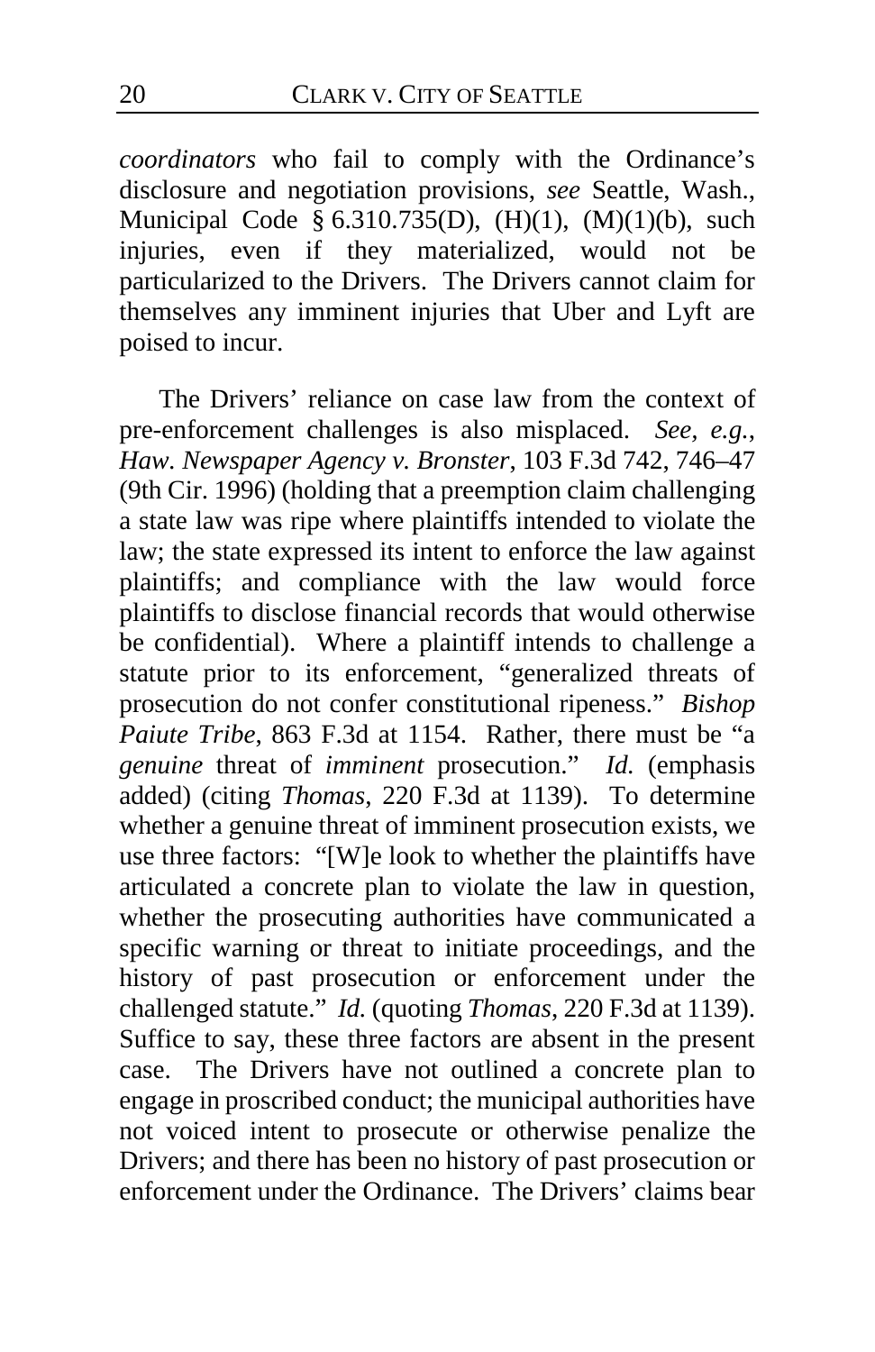*coordinators* who fail to comply with the Ordinance's disclosure and negotiation provisions, *see* Seattle, Wash., Municipal Code § 6.310.735(D), (H)(1), (M)(1)(b), such injuries, even if they materialized, would not be particularized to the Drivers. The Drivers cannot claim for themselves any imminent injuries that Uber and Lyft are poised to incur.

The Drivers' reliance on case law from the context of pre-enforcement challenges is also misplaced. *See, e.g.*, *Haw. Newspaper Agency v. Bronster*, 103 F.3d 742, 746–47 (9th Cir. 1996) (holding that a preemption claim challenging a state law was ripe where plaintiffs intended to violate the law; the state expressed its intent to enforce the law against plaintiffs; and compliance with the law would force plaintiffs to disclose financial records that would otherwise be confidential). Where a plaintiff intends to challenge a statute prior to its enforcement, "generalized threats of prosecution do not confer constitutional ripeness." *Bishop Paiute Tribe*, 863 F.3d at 1154. Rather, there must be "a *genuine* threat of *imminent* prosecution." *Id.* (emphasis added) (citing *Thomas*, 220 F.3d at 1139). To determine whether a genuine threat of imminent prosecution exists, we use three factors: "[W]e look to whether the plaintiffs have articulated a concrete plan to violate the law in question, whether the prosecuting authorities have communicated a specific warning or threat to initiate proceedings, and the history of past prosecution or enforcement under the challenged statute." *Id.* (quoting *Thomas*, 220 F.3d at 1139). Suffice to say, these three factors are absent in the present case. The Drivers have not outlined a concrete plan to engage in proscribed conduct; the municipal authorities have not voiced intent to prosecute or otherwise penalize the Drivers; and there has been no history of past prosecution or enforcement under the Ordinance. The Drivers' claims bear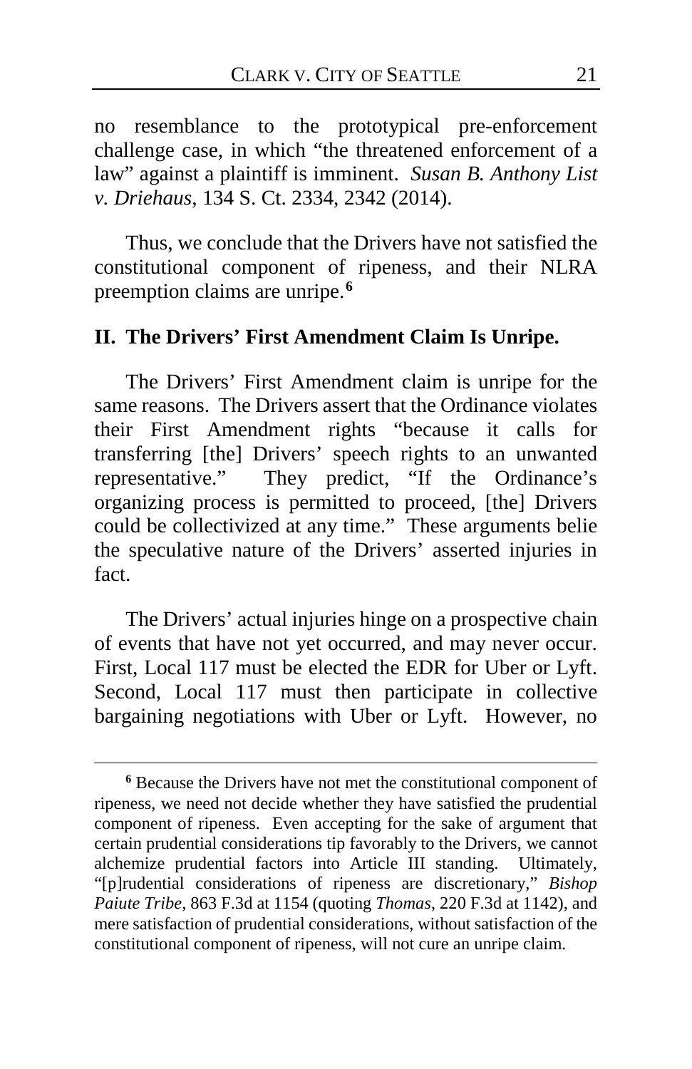no resemblance to the prototypical pre-enforcement challenge case, in which "the threatened enforcement of a law" against a plaintiff is imminent. *Susan B. Anthony List v. Driehaus*, 134 S. Ct. 2334, 2342 (2014).

Thus, we conclude that the Drivers have not satisfied the constitutional component of ripeness, and their NLRA preemption claims are unripe.[6]

## II. The Drivers' First Amendment Claim Is Unripe.

The Drivers' First Amendment claim is unripe for the same reasons. The Drivers assert that the Ordinance violates their First Amendment rights "because it calls for transferring [the] Drivers' speech rights to an unwanted representative." They predict, "If the Ordinance's organizing process is permitted to proceed, [the] Drivers could be collectivized at any time." These arguments belie the speculative nature of the Drivers' asserted injuries in fact.

The Drivers' actual injuries hinge on a prospective chain of events that have not yet occurred, and may never occur. First, Local 117 must be elected the EDR for Uber or Lyft. Second, Local 117 must then participate in collective bargaining negotiations with Uber or Lyft. However, no

---

[6] Because the Drivers have not met the constitutional component of ripeness, we need not decide whether they have satisfied the prudential component of ripeness. Even accepting for the sake of argument that certain prudential considerations tip favorably to the Drivers, we cannot alchemize prudential factors into Article III standing. Ultimately, "[p]rudential considerations of ripeness are discretionary," *Bishop Paiute Tribe*, 863 F.3d at 1154 (quoting *Thomas*, 220 F.3d at 1142), and mere satisfaction of prudential considerations, without satisfaction of the constitutional component of ripeness, will not cure an unripe claim.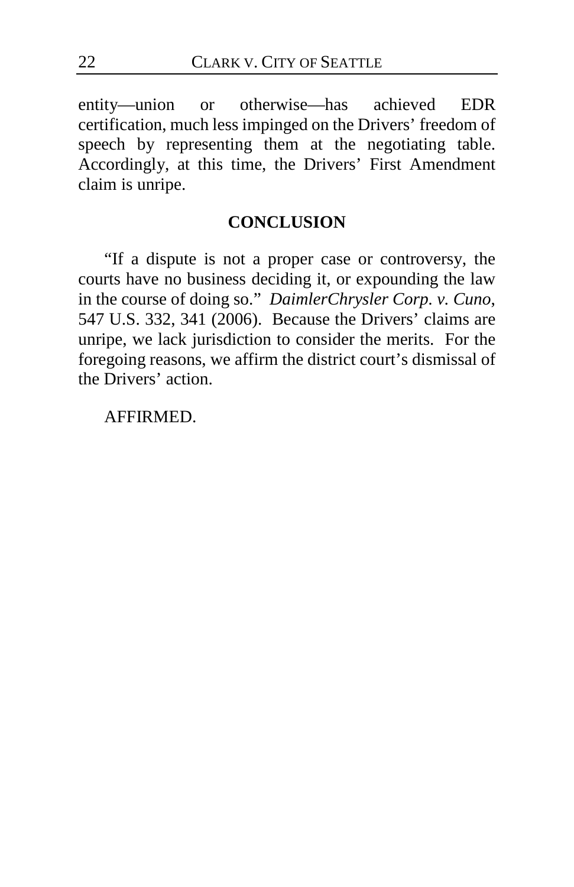entity—union or otherwise—has achieved EDR certification, much less impinged on the Drivers' freedom of speech by representing them at the negotiating table. Accordingly, at this time, the Drivers' First Amendment claim is unripe.

## CONCLUSION

"If a dispute is not a proper case or controversy, the courts have no business deciding it, or expounding the law in the course of doing so." *DaimlerChrysler Corp. v. Cuno*, 547 U.S. 332, 341 (2006). Because the Drivers' claims are unripe, we lack jurisdiction to consider the merits. For the foregoing reasons, we affirm the district court's dismissal of the Drivers' action.

AFFIRMED.